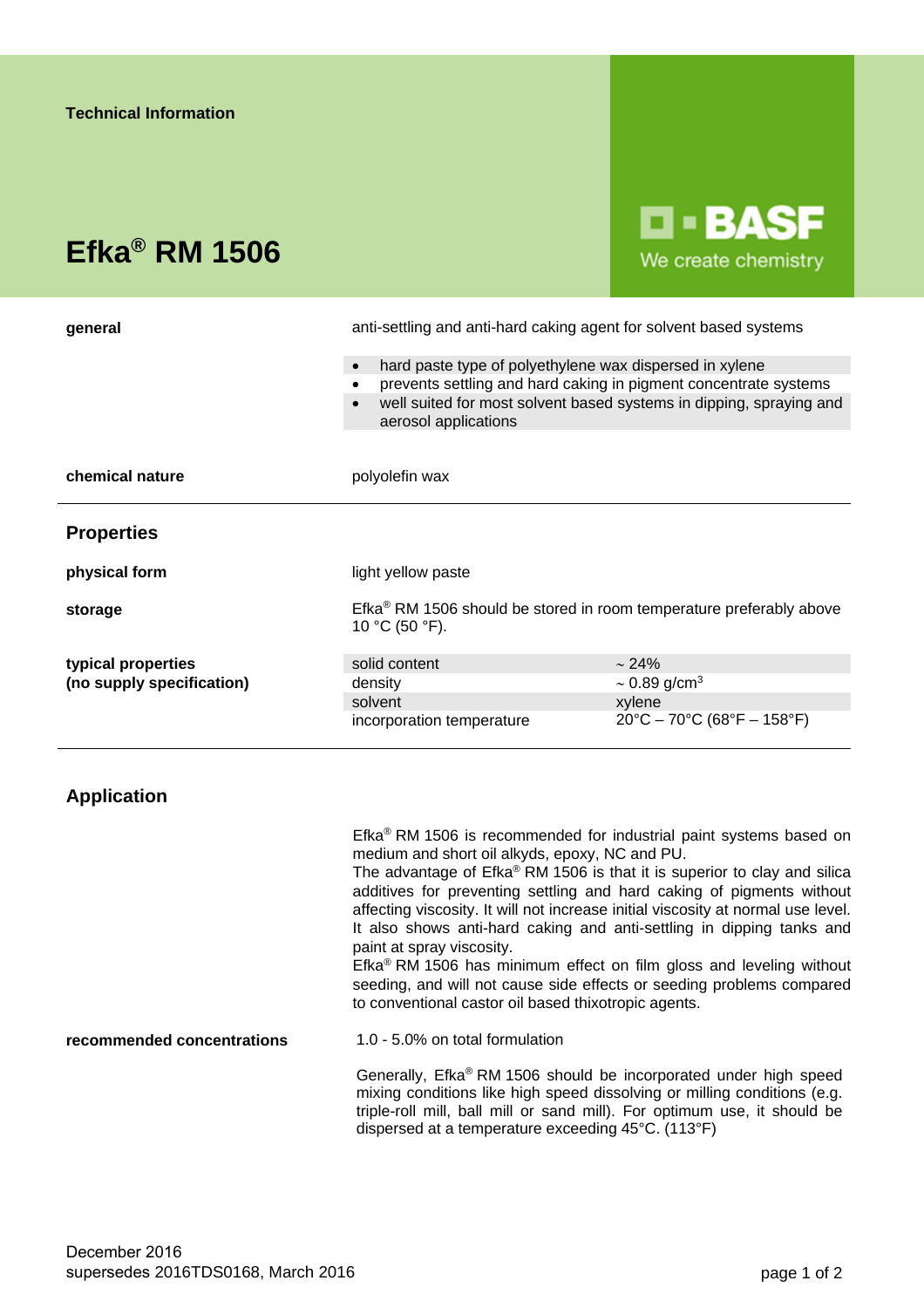Technical Information

# Efka® RM 1506

BASF
We create chemistry

**general**

anti-settling and anti-hard caking agent for solvent based systems

- hard paste type of polyethylene wax dispersed in xylene
- prevents settling and hard caking in pigment concentrate systems
- well suited for most solvent based systems in dipping, spraying and aerosol applications

**chemical nature**

polyolefin wax

## Properties

**physical form**

light yellow paste

**storage**

Efka® RM 1506 should be stored in room temperature preferably above 10 °C (50 °F).

**typical properties (no supply specification)**

| | |
|---|---|
| solid content | ~ 24% |
| density | ~ 0.89 g/cm³ |
| solvent | xylene |
| incorporation temperature | 20°C – 70°C (68°F – 158°F) |

## Application

Efka® RM 1506 is recommended for industrial paint systems based on medium and short oil alkyds, epoxy, NC and PU.
The advantage of Efka® RM 1506 is that it is superior to clay and silica additives for preventing settling and hard caking of pigments without affecting viscosity. It will not increase initial viscosity at normal use level. It also shows anti-hard caking and anti-settling in dipping tanks and paint at spray viscosity.
Efka® RM 1506 has minimum effect on film gloss and leveling without seeding, and will not cause side effects or seeding problems compared to conventional castor oil based thixotropic agents.

**recommended concentrations**

1.0 - 5.0% on total formulation

Generally, Efka® RM 1506 should be incorporated under high speed mixing conditions like high speed dissolving or milling conditions (e.g. triple-roll mill, ball mill or sand mill). For optimum use, it should be dispersed at a temperature exceeding 45°C. (113°F)

December 2016
supersedes 2016TDS0168, March 2016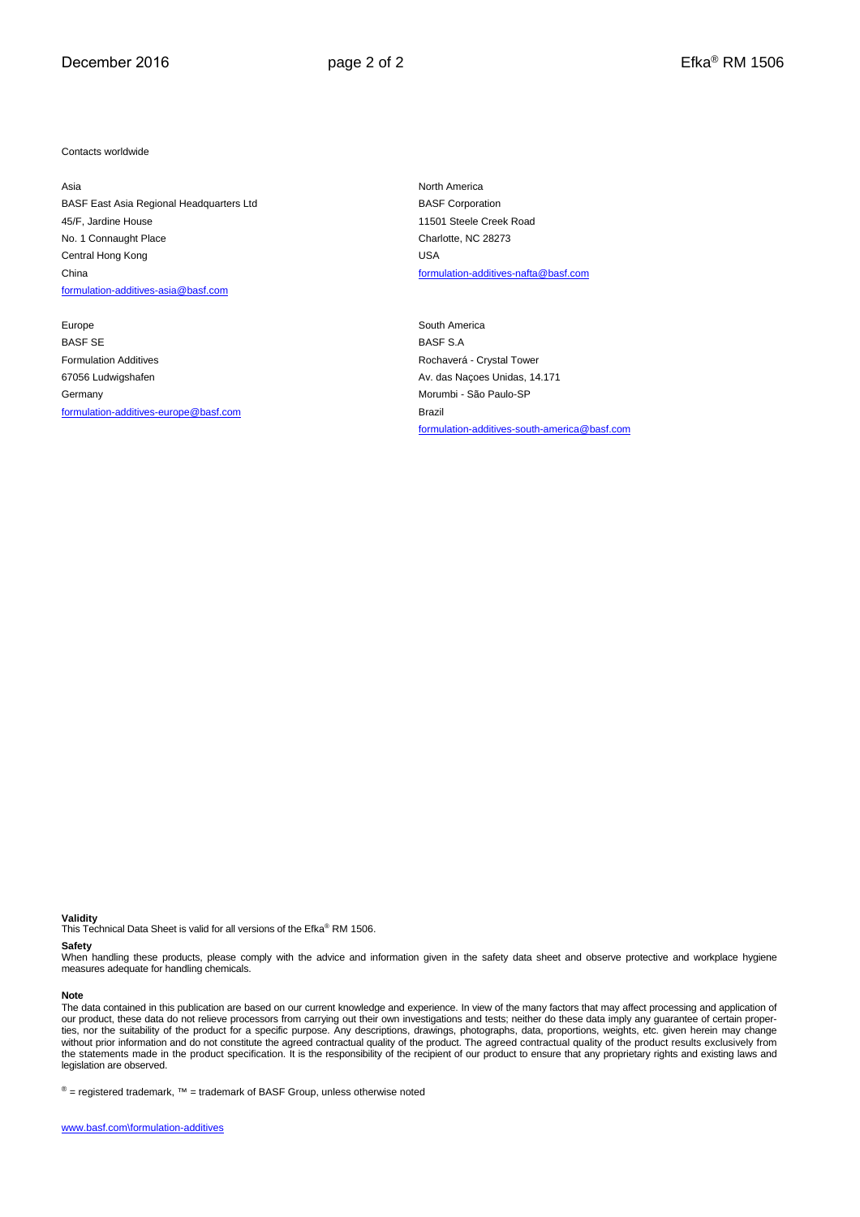Contacts worldwide

Asia
BASF East Asia Regional Headquarters Ltd
45/F, Jardine House
No. 1 Connaught Place
Central Hong Kong
China
formulation-additives-asia@basf.com

North America
BASF Corporation
11501 Steele Creek Road
Charlotte, NC 28273
USA
formulation-additives-nafta@basf.com

Europe
BASF SE
Formulation Additives
67056 Ludwigshafen
Germany
formulation-additives-europe@basf.com

South America
BASF S.A
Rochaverá - Crystal Tower
Av. das Naçoes Unidas, 14.171
Morumbi - São Paulo-SP
Brazil
formulation-additives-south-america@basf.com

**Validity**
This Technical Data Sheet is valid for all versions of the Efka® RM 1506.

**Safety**
When handling these products, please comply with the advice and information given in the safety data sheet and observe protective and workplace hygiene measures adequate for handling chemicals.

**Note**
The data contained in this publication are based on our current knowledge and experience. In view of the many factors that may affect processing and application of our product, these data do not relieve processors from carrying out their own investigations and tests; neither do these data imply any guarantee of certain properties, nor the suitability of the product for a specific purpose. Any descriptions, drawings, photographs, data, proportions, weights, etc. given herein may change without prior information and do not constitute the agreed contractual quality of the product. The agreed contractual quality of the product results exclusively from the statements made in the product specification. It is the responsibility of the recipient of our product to ensure that any proprietary rights and existing laws and legislation are observed.

® = registered trademark, ™ = trademark of BASF Group, unless otherwise noted

www.basf.com\formulation-additives